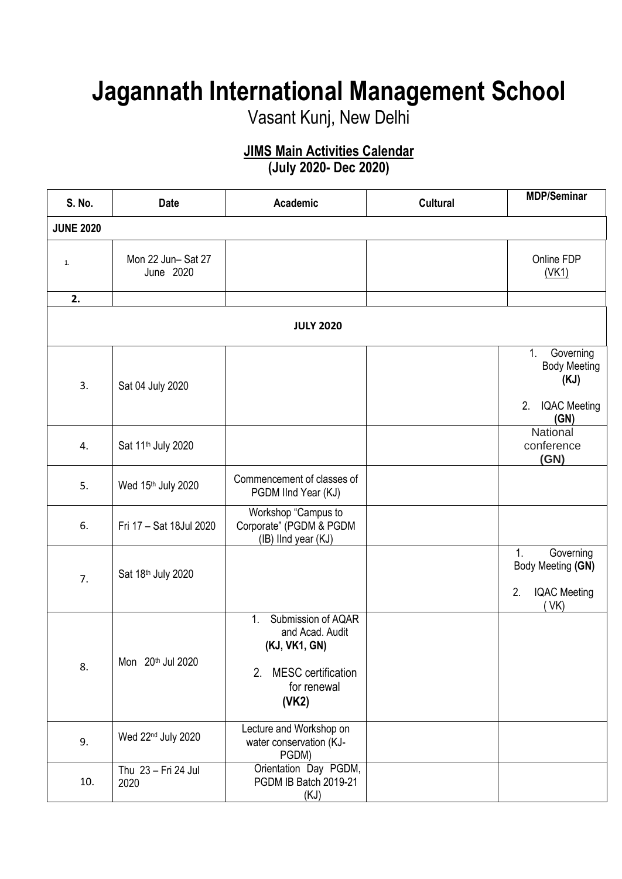# Jagannath International Management School

Vasant Kunj, New Delhi

## JIMS Main Activities Calendar
## (July 2020- Dec 2020)

| S. No. | Date | Academic | Cultural | MDP/Seminar |
|---|---|---|---|---|
| **JUNE 2020** | | | | |
| 1. | Mon 22 Jun– Sat 27 June 2020 | | | Online FDP (VK1) |
| **2.** | | | | |
| **JULY 2020** | | | | |
| 3. | Sat 04 July 2020 | | | 1. Governing Body Meeting **(KJ)** 2. IQAC Meeting **(GN)** |
| 4. | Sat 11th July 2020 | | | National conference **(GN)** |
| 5. | Wed 15th July 2020 | Commencement of classes of PGDM IInd Year (KJ) | | |
| 6. | Fri 17 – Sat 18Jul 2020 | Workshop "Campus to Corporate" (PGDM & PGDM (IB) IInd year (KJ) | | |
| 7. | Sat 18th July 2020 | | | 1. Governing Body Meeting **(GN)** 2. IQAC Meeting ( VK) |
| 8. | Mon 20th Jul 2020 | 1. Submission of AQAR and Acad. Audit **(KJ, VK1, GN)** 2. MESC certification for renewal **(VK2)** | | |
| 9. | Wed 22nd July 2020 | Lecture and Workshop on water conservation (KJ- PGDM) | | |
| 10. | Thu 23 – Fri 24 Jul 2020 | Orientation Day PGDM, PGDM IB Batch 2019-21 (KJ) | | |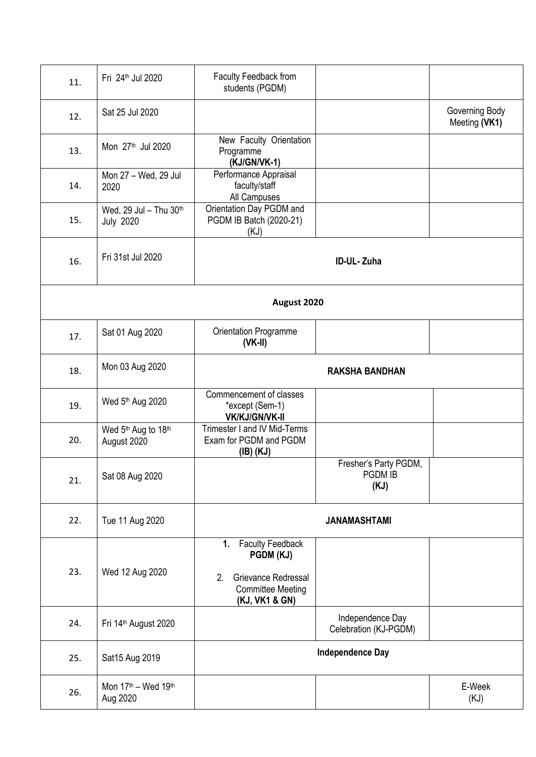| | | | | |
|---|---|---|---|---|
| 11. | Fri 24th Jul 2020 | Faculty Feedback from students (PGDM) | | |
| 12. | Sat 25 Jul 2020 | | | Governing Body Meeting **(VK1)** |
| 13. | Mon 27th Jul 2020 | New Faculty Orientation Programme **(KJ/GN/VK-1)** | | |
| 14. | Mon 27 – Wed, 29 Jul 2020 | Performance Appraisal faculty/staff All Campuses | | |
| 15. | Wed, 29 Jul – Thu 30th July 2020 | Orientation Day PGDM and PGDM IB Batch (2020-21) (KJ) | | |
| 16. | Fri 31st Jul 2020 | **ID-UL- Zuha** | | |
| **August 2020** | | | | |
| 17. | Sat 01 Aug 2020 | Orientation Programme **(VK-II)** | | |
| 18. | Mon 03 Aug 2020 | **RAKSHA BANDHAN** | | |
| 19. | Wed 5th Aug 2020 | Commencement of classes *except (Sem-1) **VK/KJ/GN/VK-II** | | |
| 20. | Wed 5th Aug to 18th August 2020 | Trimester I and IV Mid-Terms Exam for PGDM and PGDM **(IB) (KJ)** | | |
| 21. | Sat 08 Aug 2020 | | Fresher's Party PGDM, PGDM IB **(KJ)** | |
| 22. | Tue 11 Aug 2020 | **JANAMASHTAMI** | | |
| 23. | Wed 12 Aug 2020 | 1. Faculty Feedback **PGDM (KJ)**<br>2. Grievance Redressal Committee Meeting **(KJ, VK1 & GN)** | | |
| 24. | Fri 14th August 2020 | | Independence Day Celebration (KJ-PGDM) | |
| 25. | Sat15 Aug 2019 | **Independence Day** | | |
| 26. | Mon 17th – Wed 19th Aug 2020 | | | E-Week (KJ) |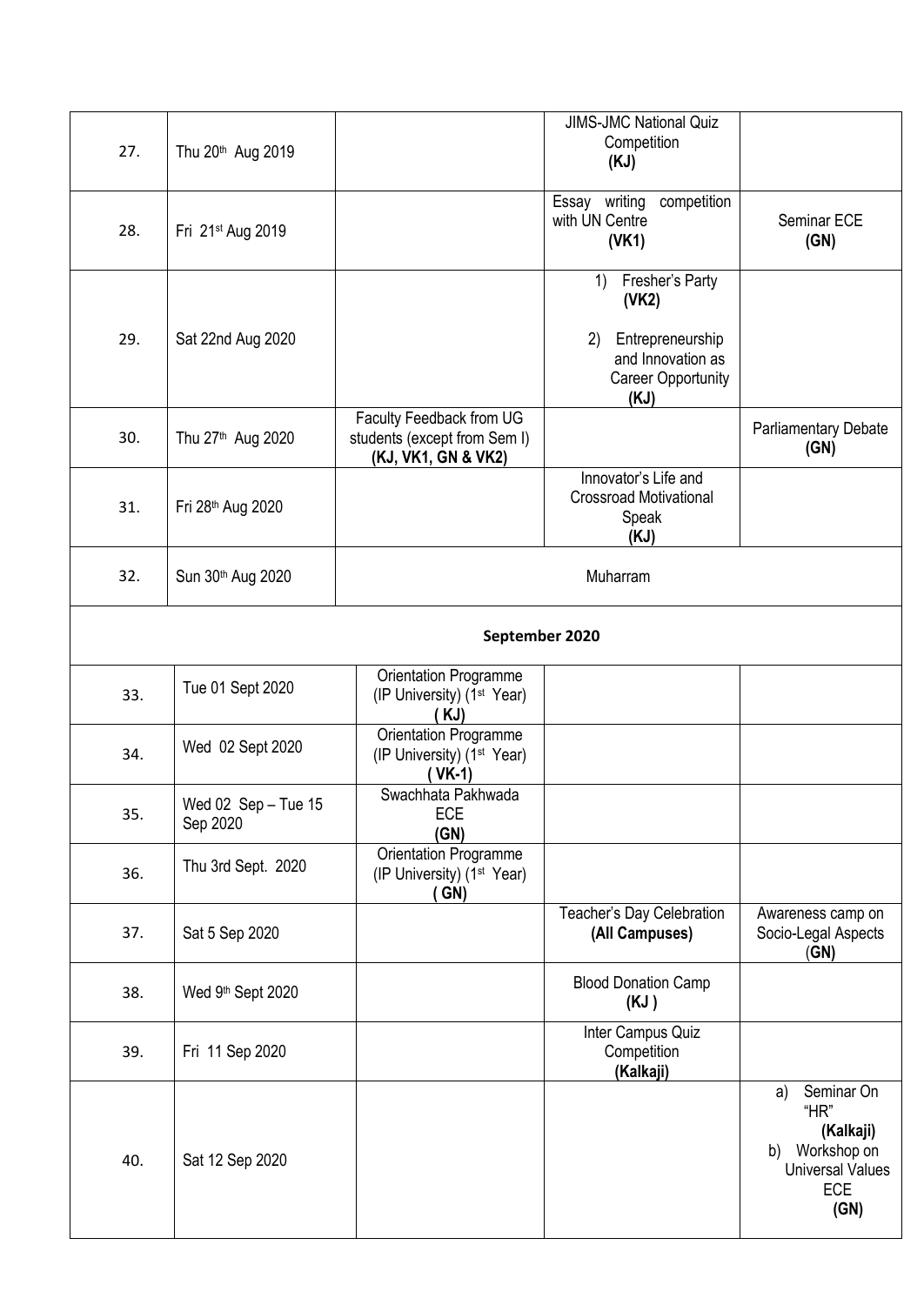| | | | | |
|---|---|---|---|---|
| 27. | Thu 20th Aug 2019 | | JIMS-JMC National Quiz Competition **(KJ)** | |
| 28. | Fri 21st Aug 2019 | | Essay writing competition with UN Centre **(VK1)** | Seminar ECE **(GN)** |
| 29. | Sat 22nd Aug 2020 | | 1) Fresher's Party **(VK2)** 2) Entrepreneurship and Innovation as Career Opportunity **(KJ)** | |
| 30. | Thu 27th Aug 2020 | Faculty Feedback from UG students (except from Sem I) **(KJ, VK1, GN & VK2)** | | Parliamentary Debate **(GN)** |
| 31. | Fri 28th Aug 2020 | | Innovator's Life and Crossroad Motivational Speak **(KJ)** | |
| 32. | Sun 30th Aug 2020 | Muharram | | |
| **September 2020** | | | | |
| 33. | Tue 01 Sept 2020 | Orientation Programme (IP University) (1st Year) **( KJ)** | | |
| 34. | Wed 02 Sept 2020 | Orientation Programme (IP University) (1st Year) **( VK-1)** | | |
| 35. | Wed 02 Sep – Tue 15 Sep 2020 | Swachhata Pakhwada ECE **(GN)** | | |
| 36. | Thu 3rd Sept. 2020 | Orientation Programme (IP University) (1st Year) **( GN)** | | |
| 37. | Sat 5 Sep 2020 | | Teacher's Day Celebration **(All Campuses)** | Awareness camp on Socio-Legal Aspects (**GN)** |
| 38. | Wed 9th Sept 2020 | | Blood Donation Camp **(KJ )** | |
| 39. | Fri 11 Sep 2020 | | Inter Campus Quiz Competition **(Kalkaji)** | |
| 40. | Sat 12 Sep 2020 | | | a) Seminar On "HR" **(Kalkaji)** b) Workshop on Universal Values ECE **(GN)** |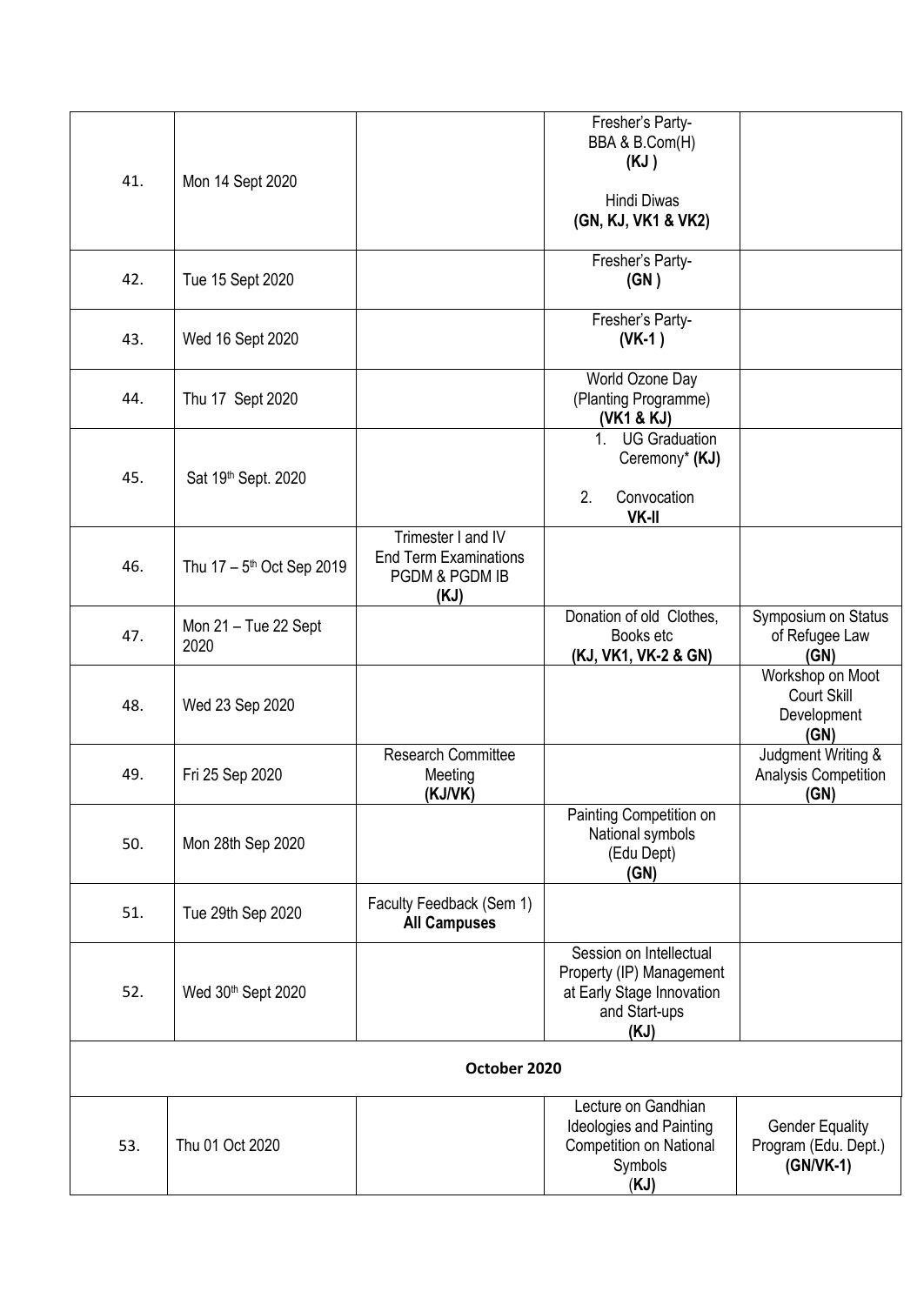| 41. | Mon 14 Sept 2020 | | Fresher's Party- BBA & B.Com(H) **(KJ )** Hindi Diwas **(GN, KJ, VK1 & VK2)** | |
|---|---|---|---|---|
| 42. | Tue 15 Sept 2020 | | Fresher's Party- **(GN )** | |
| 43. | Wed 16 Sept 2020 | | Fresher's Party- **(VK-1 )** | |
| 44. | Thu 17 Sept 2020 | | World Ozone Day (Planting Programme) **(VK1 & KJ)** | |
| 45. | Sat 19th Sept. 2020 | | 1. UG Graduation Ceremony* **(KJ)** 2. Convocation **VK-II** | |
| 46. | Thu 17 – 5th Oct Sep 2019 | Trimester I and IV End Term Examinations PGDM & PGDM IB **(KJ)** | | |
| 47. | Mon 21 – Tue 22 Sept 2020 | | Donation of old Clothes, Books etc **(KJ, VK1, VK-2 & GN)** | Symposium on Status of Refugee Law **(GN)** |
| 48. | Wed 23 Sep 2020 | | | Workshop on Moot Court Skill Development **(GN)** |
| 49. | Fri 25 Sep 2020 | Research Committee Meeting **(KJ/VK)** | | Judgment Writing & Analysis Competition **(GN)** |
| 50. | Mon 28th Sep 2020 | | Painting Competition on National symbols (Edu Dept) **(GN)** | |
| 51. | Tue 29th Sep 2020 | Faculty Feedback (Sem 1) **All Campuses** | | |
| 52. | Wed 30th Sept 2020 | | Session on Intellectual Property (IP) Management at Early Stage Innovation and Start-ups **(KJ)** | |
| **October 2020** | | | | |
| 53. | Thu 01 Oct 2020 | | Lecture on Gandhian Ideologies and Painting Competition on National Symbols **(KJ)** | Gender Equality Program (Edu. Dept.) **(GN/VK-1)** |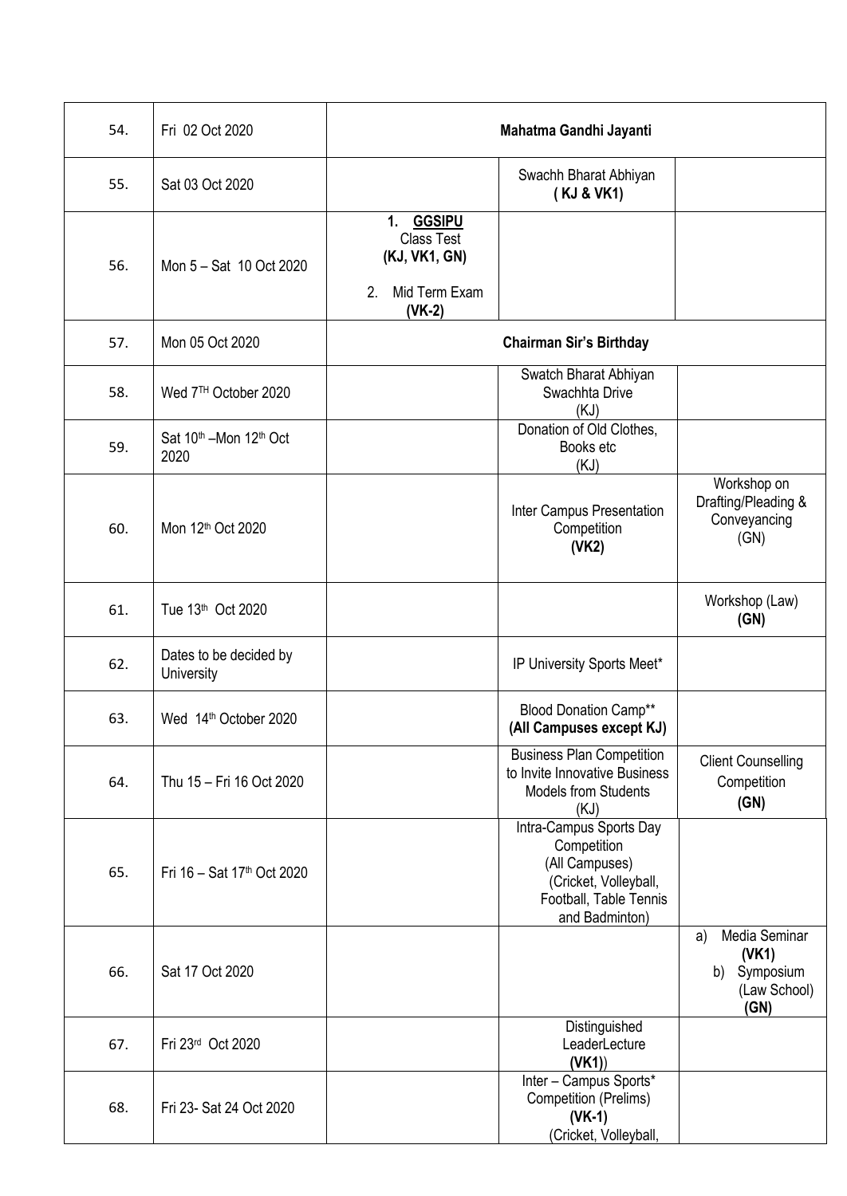| 54. | Fri 02 Oct 2020 | **Mahatma Gandhi Jayanti** | | |
|---|---|---|---|---|
| 55. | Sat 03 Oct 2020 | | Swachh Bharat Abhiyan **( KJ & VK1)** | |
| 56. | Mon 5 – Sat 10 Oct 2020 | 1. **GGSIPU** Class Test **(KJ, VK1, GN)** 2. Mid Term Exam **(VK-2)** | | |
| 57. | Mon 05 Oct 2020 | **Chairman Sir's Birthday** | | |
| 58. | Wed 7TH October 2020 | | Swatch Bharat Abhiyan Swachhta Drive (KJ) | |
| 59. | Sat 10th –Mon 12th Oct 2020 | | Donation of Old Clothes, Books etc (KJ) | |
| 60. | Mon 12th Oct 2020 | | Inter Campus Presentation Competition **(VK2)** | Workshop on Drafting/Pleading & Conveyancing (GN) |
| 61. | Tue 13th Oct 2020 | | | Workshop (Law) **(GN)** |
| 62. | Dates to be decided by University | | IP University Sports Meet* | |
| 63. | Wed 14th October 2020 | | Blood Donation Camp** **(All Campuses except KJ)** | |
| 64. | Thu 15 – Fri 16 Oct 2020 | | Business Plan Competition to Invite Innovative Business Models from Students (KJ) | Client Counselling Competition **(GN)** |
| 65. | Fri 16 – Sat 17th Oct 2020 | | Intra-Campus Sports Day Competition (All Campuses) (Cricket, Volleyball, Football, Table Tennis and Badminton) | |
| 66. | Sat 17 Oct 2020 | | | a) Media Seminar **(VK1)** b) Symposium (Law School) **(GN)** |
| 67. | Fri 23rd Oct 2020 | | Distinguished LeaderLecture **(VK1)**) | |
| 68. | Fri 23- Sat 24 Oct 2020 | | Inter – Campus Sports* Competition (Prelims) **(VK-1)** (Cricket, Volleyball, | |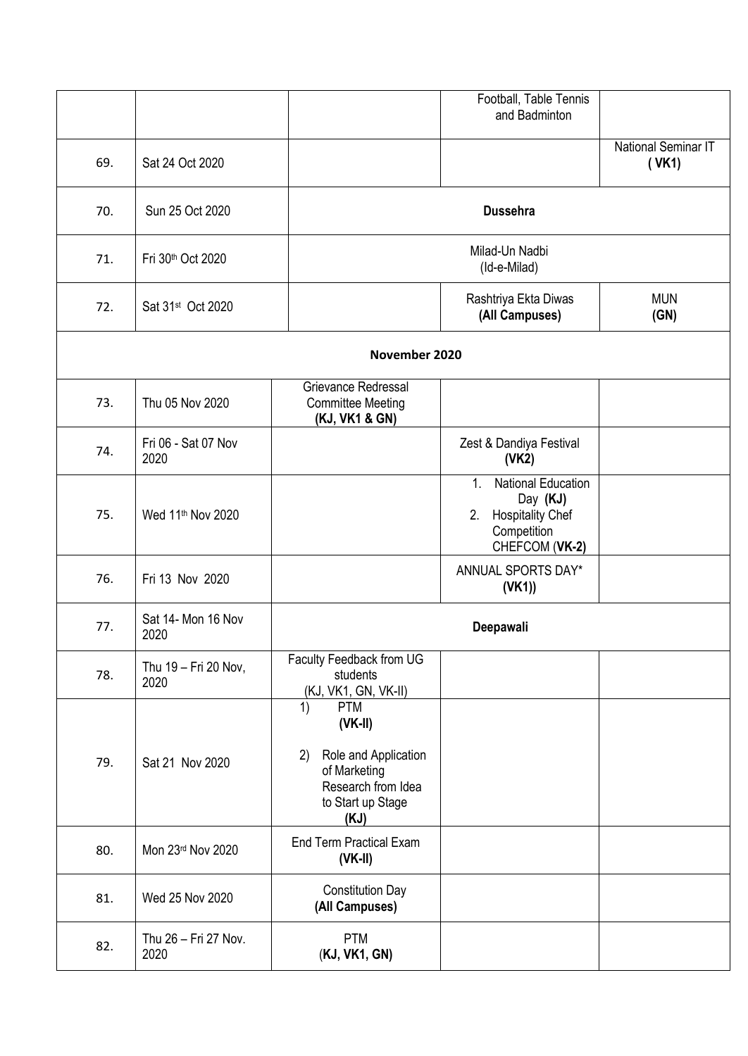| | | | | |
|---|---|---|---|---|
| | | | Football, Table Tennis and Badminton | |
| 69. | Sat 24 Oct 2020 | | | National Seminar IT **( VK1)** |
| 70. | Sun 25 Oct 2020 | **Dussehra** | | |
| 71. | Fri 30th Oct 2020 | Milad-Un Nadbi (Id-e-Milad) | | |
| 72. | Sat 31st Oct 2020 | | Rashtriya Ekta Diwas **(All Campuses)** | MUN **(GN)** |
| **November 2020** | | | | |
| 73. | Thu 05 Nov 2020 | Grievance Redressal Committee Meeting **(KJ, VK1 & GN)** | | |
| 74. | Fri 06 - Sat 07 Nov 2020 | | Zest & Dandiya Festival **(VK2)** | |
| 75. | Wed 11th Nov 2020 | | 1. National Education Day **(KJ)** 2. Hospitality Chef Competition CHEFCOM (**VK-2)** | |
| 76. | Fri 13 Nov 2020 | | ANNUAL SPORTS DAY* **(VK1))** | |
| 77. | Sat 14- Mon 16 Nov 2020 | **Deepawali** | | |
| 78. | Thu 19 – Fri 20 Nov, 2020 | Faculty Feedback from UG students (KJ, VK1, GN, VK-II) | | |
| 79. | Sat 21 Nov 2020 | 1) PTM **(VK-II)** 2) Role and Application of Marketing Research from Idea to Start up Stage **(KJ)** | | |
| 80. | Mon 23rd Nov 2020 | End Term Practical Exam **(VK-II)** | | |
| 81. | Wed 25 Nov 2020 | Constitution Day **(All Campuses)** | | |
| 82. | Thu 26 – Fri 27 Nov. 2020 | PTM (**KJ, VK1, GN)** | | |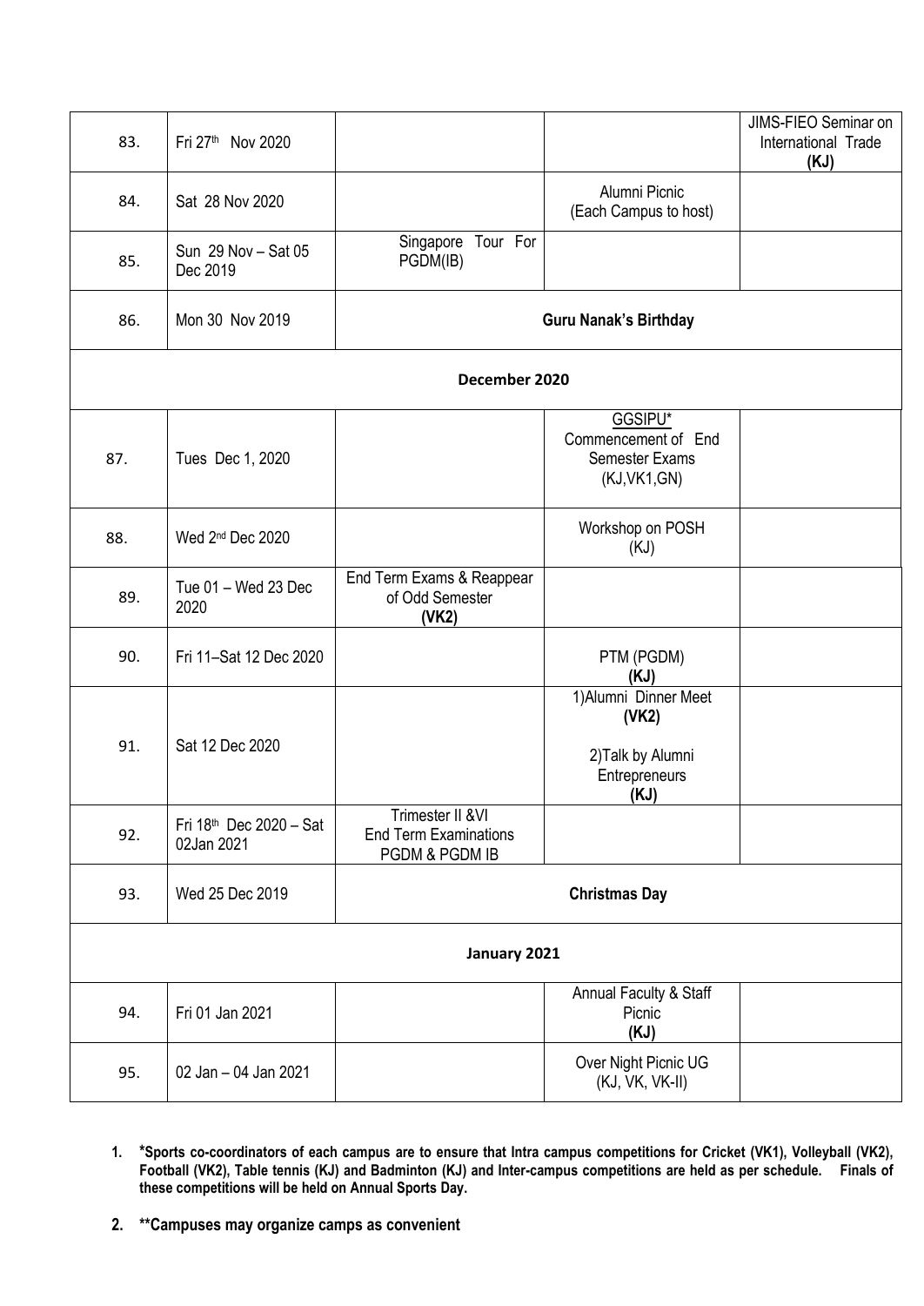| | | | | |
|---|---|---|---|---|
| 83. | Fri 27th Nov 2020 | | | JIMS-FIEO Seminar on International Trade **(KJ)** |
| 84. | Sat 28 Nov 2020 | | Alumni Picnic (Each Campus to host) | |
| 85. | Sun 29 Nov – Sat 05 Dec 2019 | Singapore Tour For PGDM(IB) | | |
| 86. | Mon 30 Nov 2019 | **Guru Nanak's Birthday** | | |
| **December 2020** | | | | |
| 87. | Tues Dec 1, 2020 | | GGSIPU* Commencement of End Semester Exams (KJ,VK1,GN) | |
| 88. | Wed 2nd Dec 2020 | | Workshop on POSH (KJ) | |
| 89. | Tue 01 – Wed 23 Dec 2020 | End Term Exams & Reappear of Odd Semester **(VK2)** | | |
| 90. | Fri 11–Sat 12 Dec 2020 | | PTM (PGDM) **(KJ)** | |
| 91. | Sat 12 Dec 2020 | | 1)Alumni Dinner Meet **(VK2)** 2)Talk by Alumni Entrepreneurs **(KJ)** | |
| 92. | Fri 18th Dec 2020 – Sat 02Jan 2021 | Trimester II &VI End Term Examinations PGDM & PGDM IB | | |
| 93. | Wed 25 Dec 2019 | **Christmas Day** | | |
| **January 2021** | | | | |
| 94. | Fri 01 Jan 2021 | | Annual Faculty & Staff Picnic **(KJ)** | |
| 95. | 02 Jan – 04 Jan 2021 | | Over Night Picnic UG (KJ, VK, VK-II) | |

1. **\*Sports co-coordinators of each campus are to ensure that Intra campus competitions for Cricket (VK1), Volleyball (VK2), Football (VK2), Table tennis (KJ) and Badminton (KJ) and Inter-campus competitions are held as per schedule. Finals of these competitions will be held on Annual Sports Day.**

2. **\*\*Campuses may organize camps as convenient**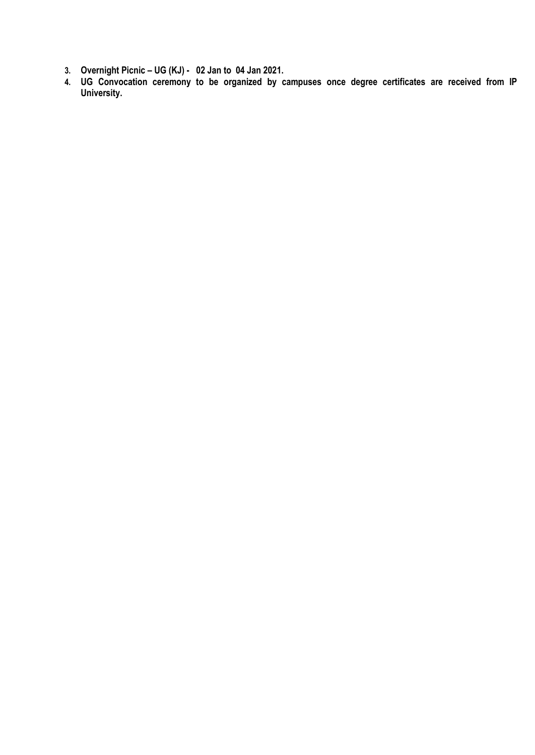3. **Overnight Picnic – UG (KJ) - 02 Jan to 04 Jan 2021.**
4. **UG Convocation ceremony to be organized by campuses once degree certificates are received from IP University.**